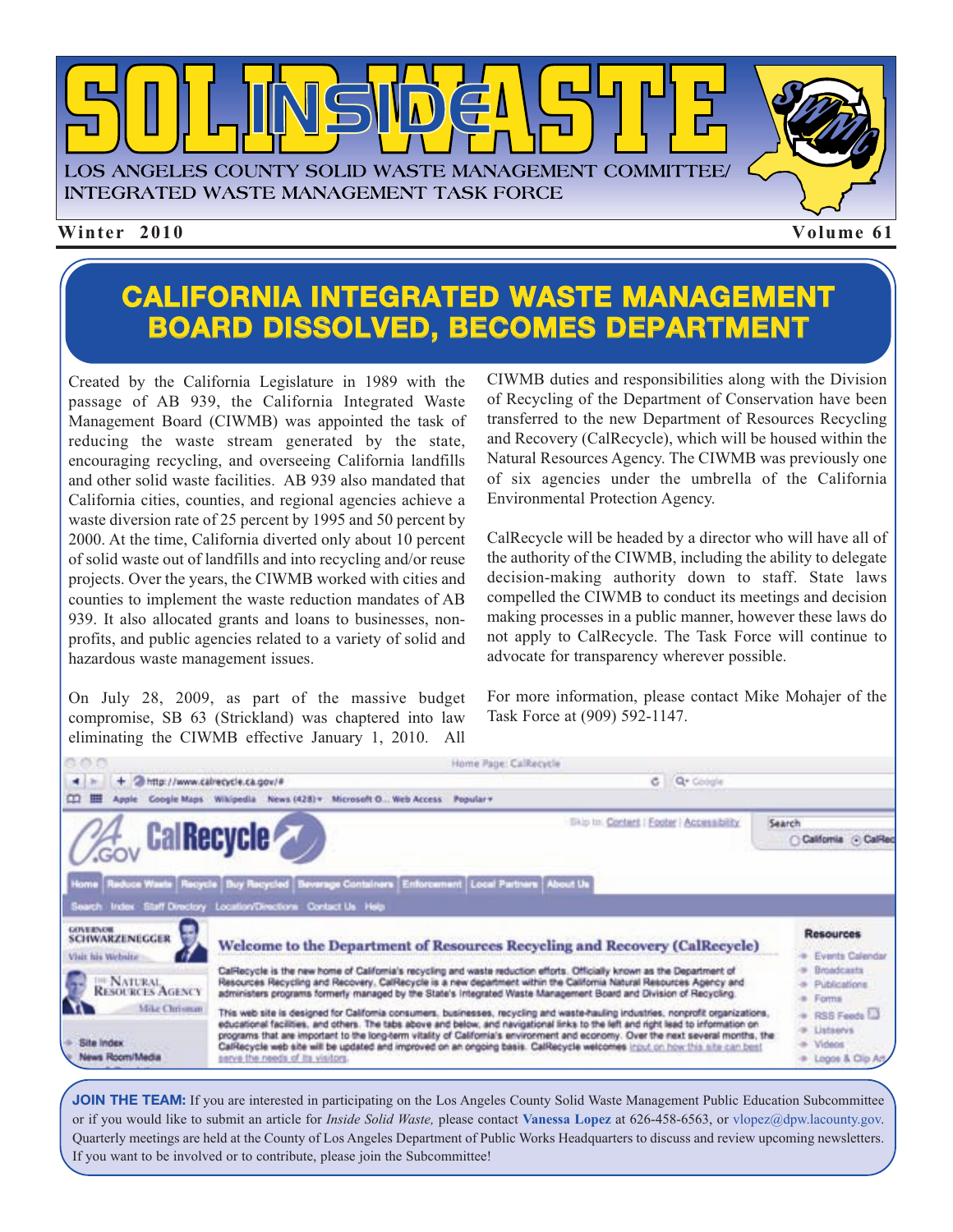# INSIDE SOLID WASTE

LOS ANGELES COUNTY SOLID WASTE MANAGEMENT COMMITTEE/
INTEGRATED WASTE MANAGEMENT TASK FORCE

**Winter 2010** **Volume 61**

## CALIFORNIA INTEGRATED WASTE MANAGEMENT BOARD DISSOLVED, BECOMES DEPARTMENT

Created by the California Legislature in 1989 with the passage of AB 939, the California Integrated Waste Management Board (CIWMB) was appointed the task of reducing the waste stream generated by the state, encouraging recycling, and overseeing California landfills and other solid waste facilities. AB 939 also mandated that California cities, counties, and regional agencies achieve a waste diversion rate of 25 percent by 1995 and 50 percent by 2000. At the time, California diverted only about 10 percent of solid waste out of landfills and into recycling and/or reuse projects. Over the years, the CIWMB worked with cities and counties to implement the waste reduction mandates of AB 939. It also allocated grants and loans to businesses, non-profits, and public agencies related to a variety of solid and hazardous waste management issues.

On July 28, 2009, as part of the massive budget compromise, SB 63 (Strickland) was chaptered into law eliminating the CIWMB effective January 1, 2010. All CIWMB duties and responsibilities along with the Division of Recycling of the Department of Conservation have been transferred to the new Department of Resources Recycling and Recovery (CalRecycle), which will be housed within the Natural Resources Agency. The CIWMB was previously one of six agencies under the umbrella of the California Environmental Protection Agency.

CalRecycle will be headed by a director who will have all of the authority of the CIWMB, including the ability to delegate decision-making authority down to staff. State laws compelled the CIWMB to conduct its meetings and decision making processes in a public manner, however these laws do not apply to CalRecycle. The Task Force will continue to advocate for transparency wherever possible.

For more information, please contact Mike Mohajer of the Task Force at (909) 592-1147.

**JOIN THE TEAM:** If you are interested in participating on the Los Angeles County Solid Waste Management Public Education Subcommittee or if you would like to submit an article for *Inside Solid Waste,* please contact **Vanessa Lopez** at 626-458-6563, or vlopez@dpw.lacounty.gov. Quarterly meetings are held at the County of Los Angeles Department of Public Works Headquarters to discuss and review upcoming newsletters. If you want to be involved or to contribute, please join the Subcommittee!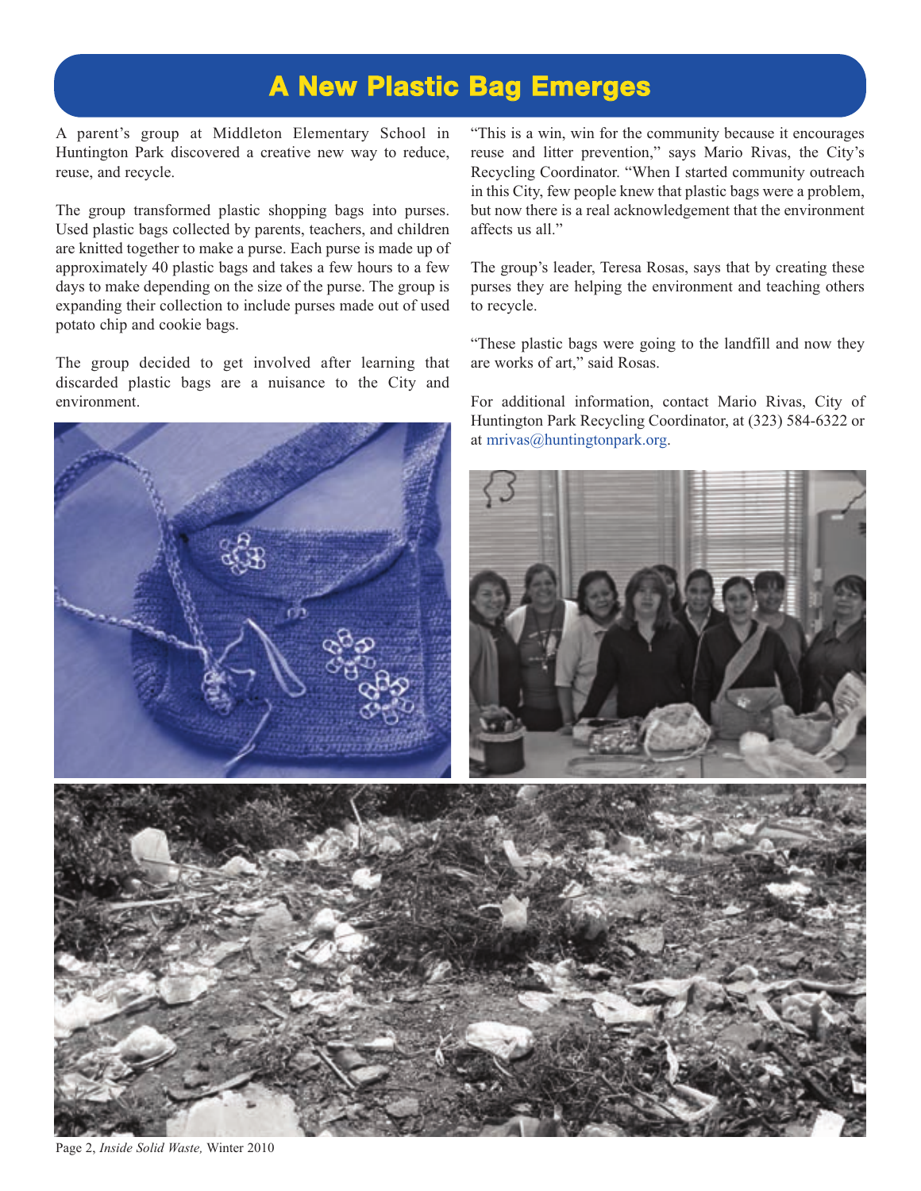# A New Plastic Bag Emerges

A parent's group at Middleton Elementary School in Huntington Park discovered a creative new way to reduce, reuse, and recycle.

The group transformed plastic shopping bags into purses. Used plastic bags collected by parents, teachers, and children are knitted together to make a purse. Each purse is made up of approximately 40 plastic bags and takes a few hours to a few days to make depending on the size of the purse. The group is expanding their collection to include purses made out of used potato chip and cookie bags.

The group decided to get involved after learning that discarded plastic bags are a nuisance to the City and environment.

"This is a win, win for the community because it encourages reuse and litter prevention," says Mario Rivas, the City's Recycling Coordinator. "When I started community outreach in this City, few people knew that plastic bags were a problem, but now there is a real acknowledgement that the environment affects us all."

The group's leader, Teresa Rosas, says that by creating these purses they are helping the environment and teaching others to recycle.

"These plastic bags were going to the landfill and now they are works of art," said Rosas.

For additional information, contact Mario Rivas, City of Huntington Park Recycling Coordinator, at (323) 584-6322 or at mrivas@huntingtonpark.org.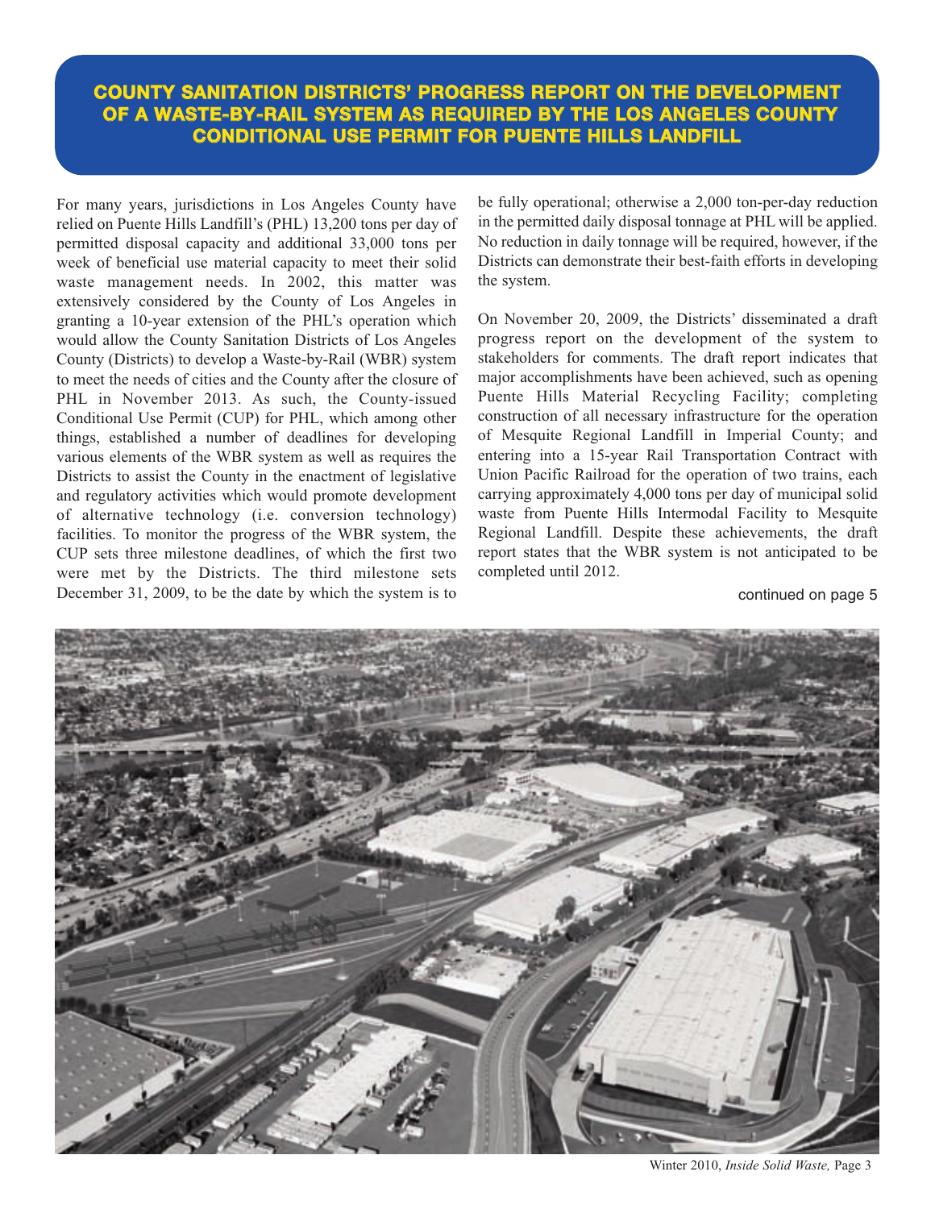## COUNTY SANITATION DISTRICTS' PROGRESS REPORT ON THE DEVELOPMENT OF A WASTE-BY-RAIL SYSTEM AS REQUIRED BY THE LOS ANGELES COUNTY CONDITIONAL USE PERMIT FOR PUENTE HILLS LANDFILL

For many years, jurisdictions in Los Angeles County have relied on Puente Hills Landfill's (PHL) 13,200 tons per day of permitted disposal capacity and additional 33,000 tons per week of beneficial use material capacity to meet their solid waste management needs. In 2002, this matter was extensively considered by the County of Los Angeles in granting a 10-year extension of the PHL's operation which would allow the County Sanitation Districts of Los Angeles County (Districts) to develop a Waste-by-Rail (WBR) system to meet the needs of cities and the County after the closure of PHL in November 2013. As such, the County-issued Conditional Use Permit (CUP) for PHL, which among other things, established a number of deadlines for developing various elements of the WBR system as well as requires the Districts to assist the County in the enactment of legislative and regulatory activities which would promote development of alternative technology (i.e. conversion technology) facilities. To monitor the progress of the WBR system, the CUP sets three milestone deadlines, of which the first two were met by the Districts. The third milestone sets December 31, 2009, to be the date by which the system is to be fully operational; otherwise a 2,000 ton-per-day reduction in the permitted daily disposal tonnage at PHL will be applied. No reduction in daily tonnage will be required, however, if the Districts can demonstrate their best-faith efforts in developing the system.

On November 20, 2009, the Districts' disseminated a draft progress report on the development of the system to stakeholders for comments. The draft report indicates that major accomplishments have been achieved, such as opening Puente Hills Material Recycling Facility; completing construction of all necessary infrastructure for the operation of Mesquite Regional Landfill in Imperial County; and entering into a 15-year Rail Transportation Contract with Union Pacific Railroad for the operation of two trains, each carrying approximately 4,000 tons per day of municipal solid waste from Puente Hills Intermodal Facility to Mesquite Regional Landfill. Despite these achievements, the draft report states that the WBR system is not anticipated to be completed until 2012.

continued on page 5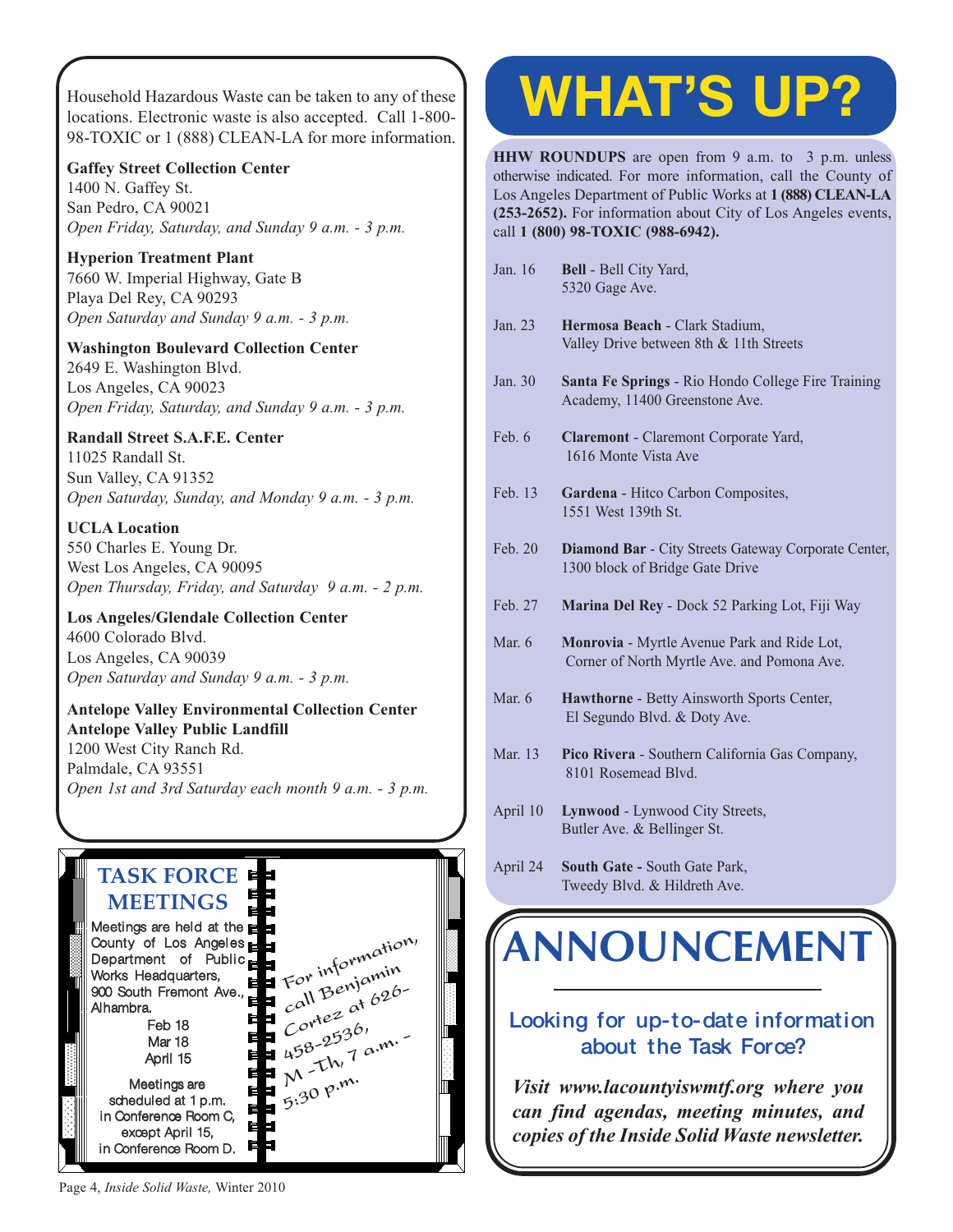Household Hazardous Waste can be taken to any of these locations. Electronic waste is also accepted. Call 1-800-98-TOXIC or 1 (888) CLEAN-LA for more information.

**Gaffey Street Collection Center**
1400 N. Gaffey St.
San Pedro, CA 90021
*Open Friday, Saturday, and Sunday 9 a.m. - 3 p.m.*

**Hyperion Treatment Plant**
7660 W. Imperial Highway, Gate B
Playa Del Rey, CA 90293
*Open Saturday and Sunday 9 a.m. - 3 p.m.*

**Washington Boulevard Collection Center**
2649 E. Washington Blvd.
Los Angeles, CA 90023
*Open Friday, Saturday, and Sunday 9 a.m. - 3 p.m.*

**Randall Street S.A.F.E. Center**
11025 Randall St.
Sun Valley, CA 91352
*Open Saturday, Sunday, and Monday 9 a.m. - 3 p.m.*

**UCLA Location**
550 Charles E. Young Dr.
West Los Angeles, CA 90095
*Open Thursday, Friday, and Saturday 9 a.m. - 2 p.m.*

**Los Angeles/Glendale Collection Center**
4600 Colorado Blvd.
Los Angeles, CA 90039
*Open Saturday and Sunday 9 a.m. - 3 p.m.*

**Antelope Valley Environmental Collection Center**
**Antelope Valley Public Landfill**
1200 West City Ranch Rd.
Palmdale, CA 93551
*Open 1st and 3rd Saturday each month 9 a.m. - 3 p.m.*

## TASK FORCE MEETINGS

Meetings are held at the County of Los Angeles Department of Public Works Headquarters, 900 South Fremont Ave., Alhambra.

Feb 18
Mar 18
April 15

Meetings are scheduled at 1 p.m. in Conference Room C, except April 15, in Conference Room D.

For information, call Benjamin Cortez at 626-458-2536, M -Th, 7 a.m. - 5:30 p.m.

# WHAT'S UP?

**HHW ROUNDUPS** are open from 9 a.m. to 3 p.m. unless otherwise indicated. For more information, call the County of Los Angeles Department of Public Works at **1 (888) CLEAN-LA (253-2652).** For information about City of Los Angeles events, call **1 (800) 98-TOXIC (988-6942).**

| Date | Location |
|---|---|
| Jan. 16 | **Bell** - Bell City Yard, 5320 Gage Ave. |
| Jan. 23 | **Hermosa Beach** - Clark Stadium, Valley Drive between 8th & 11th Streets |
| Jan. 30 | **Santa Fe Springs** - Rio Hondo College Fire Training Academy, 11400 Greenstone Ave. |
| Feb. 6 | **Claremont** - Claremont Corporate Yard, 1616 Monte Vista Ave |
| Feb. 13 | **Gardena** - Hitco Carbon Composites, 1551 West 139th St. |
| Feb. 20 | **Diamond Bar** - City Streets Gateway Corporate Center, 1300 block of Bridge Gate Drive |
| Feb. 27 | **Marina Del Rey** - Dock 52 Parking Lot, Fiji Way |
| Mar. 6 | **Monrovia** - Myrtle Avenue Park and Ride Lot, Corner of North Myrtle Ave. and Pomona Ave. |
| Mar. 6 | **Hawthorne** - Betty Ainsworth Sports Center, El Segundo Blvd. & Doty Ave. |
| Mar. 13 | **Pico Rivera** - Southern California Gas Company, 8101 Rosemead Blvd. |
| April 10 | **Lynwood** - Lynwood City Streets, Butler Ave. & Bellinger St. |
| April 24 | **South Gate** - South Gate Park, Tweedy Blvd. & Hildreth Ave. |

# ANNOUNCEMENT

## Looking for up-to-date information about the Task Force?

***Visit www.lacountyiswmtf.org where you can find agendas, meeting minutes, and copies of the Inside Solid Waste newsletter.***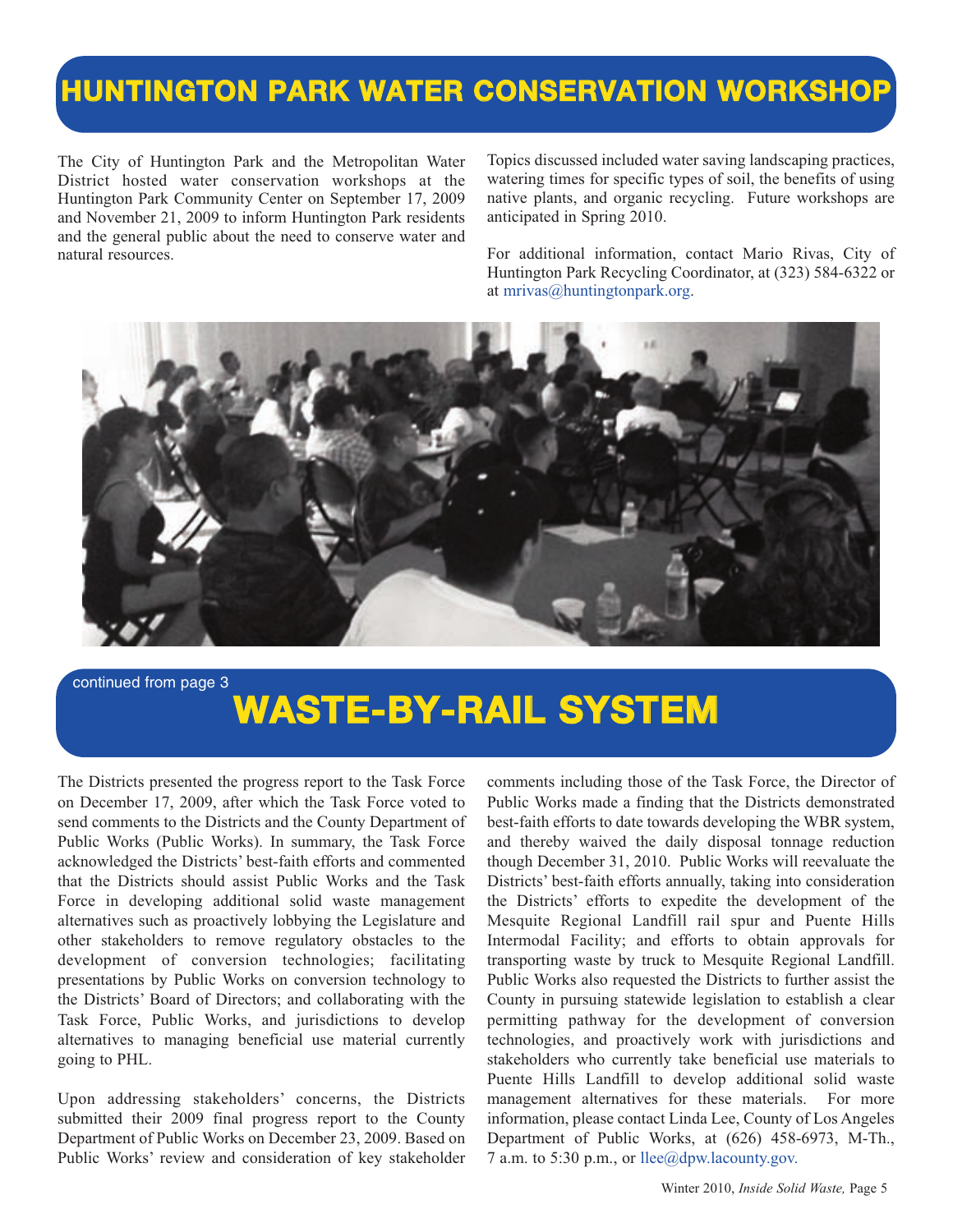# HUNTINGTON PARK WATER CONSERVATION WORKSHOP

The City of Huntington Park and the Metropolitan Water District hosted water conservation workshops at the Huntington Park Community Center on September 17, 2009 and November 21, 2009 to inform Huntington Park residents and the general public about the need to conserve water and natural resources.

Topics discussed included water saving landscaping practices, watering times for specific types of soil, the benefits of using native plants, and organic recycling. Future workshops are anticipated in Spring 2010.

For additional information, contact Mario Rivas, City of Huntington Park Recycling Coordinator, at (323) 584-6322 or at mrivas@huntingtonpark.org.

continued from page 3

# WASTE-BY-RAIL SYSTEM

The Districts presented the progress report to the Task Force on December 17, 2009, after which the Task Force voted to send comments to the Districts and the County Department of Public Works (Public Works). In summary, the Task Force acknowledged the Districts' best-faith efforts and commented that the Districts should assist Public Works and the Task Force in developing additional solid waste management alternatives such as proactively lobbying the Legislature and other stakeholders to remove regulatory obstacles to the development of conversion technologies; facilitating presentations by Public Works on conversion technology to the Districts' Board of Directors; and collaborating with the Task Force, Public Works, and jurisdictions to develop alternatives to managing beneficial use material currently going to PHL.

Upon addressing stakeholders' concerns, the Districts submitted their 2009 final progress report to the County Department of Public Works on December 23, 2009. Based on Public Works' review and consideration of key stakeholder comments including those of the Task Force, the Director of Public Works made a finding that the Districts demonstrated best-faith efforts to date towards developing the WBR system, and thereby waived the daily disposal tonnage reduction though December 31, 2010. Public Works will reevaluate the Districts' best-faith efforts annually, taking into consideration the Districts' efforts to expedite the development of the Mesquite Regional Landfill rail spur and Puente Hills Intermodal Facility; and efforts to obtain approvals for transporting waste by truck to Mesquite Regional Landfill. Public Works also requested the Districts to further assist the County in pursuing statewide legislation to establish a clear permitting pathway for the development of conversion technologies, and proactively work with jurisdictions and stakeholders who currently take beneficial use materials to Puente Hills Landfill to develop additional solid waste management alternatives for these materials. For more information, please contact Linda Lee, County of Los Angeles Department of Public Works, at (626) 458-6973, M-Th., 7 a.m. to 5:30 p.m., or llee@dpw.lacounty.gov.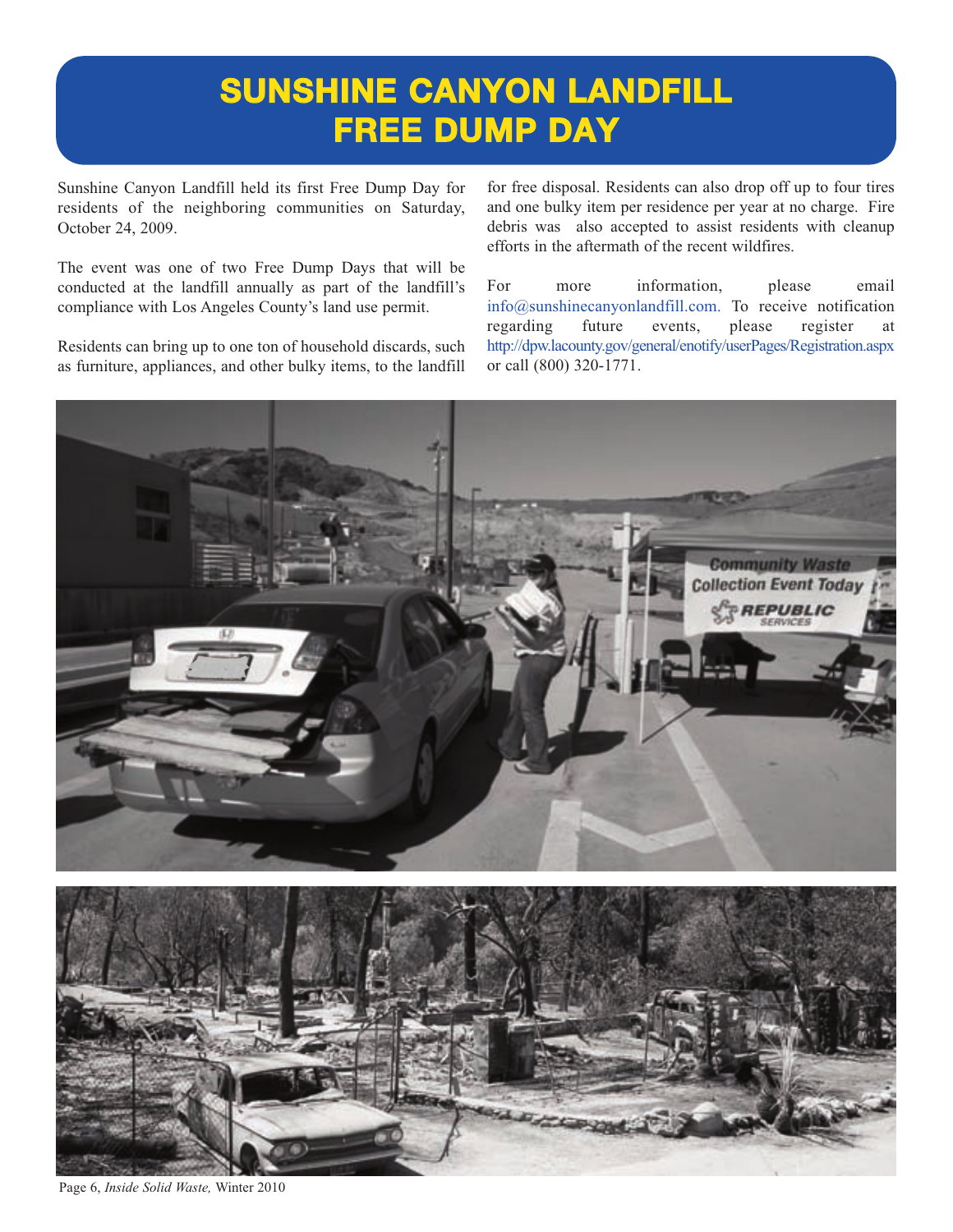# SUNSHINE CANYON LANDFILL FREE DUMP DAY

Sunshine Canyon Landfill held its first Free Dump Day for residents of the neighboring communities on Saturday, October 24, 2009.

The event was one of two Free Dump Days that will be conducted at the landfill annually as part of the landfill's compliance with Los Angeles County's land use permit.

Residents can bring up to one ton of household discards, such as furniture, appliances, and other bulky items, to the landfill for free disposal. Residents can also drop off up to four tires and one bulky item per residence per year at no charge. Fire debris was also accepted to assist residents with cleanup efforts in the aftermath of the recent wildfires.

For more information, please email info@sunshinecanyonlandfill.com. To receive notification regarding future events, please register at http://dpw.lacounty.gov/general/enotify/userPages/Registration.aspx or call (800) 320-1771.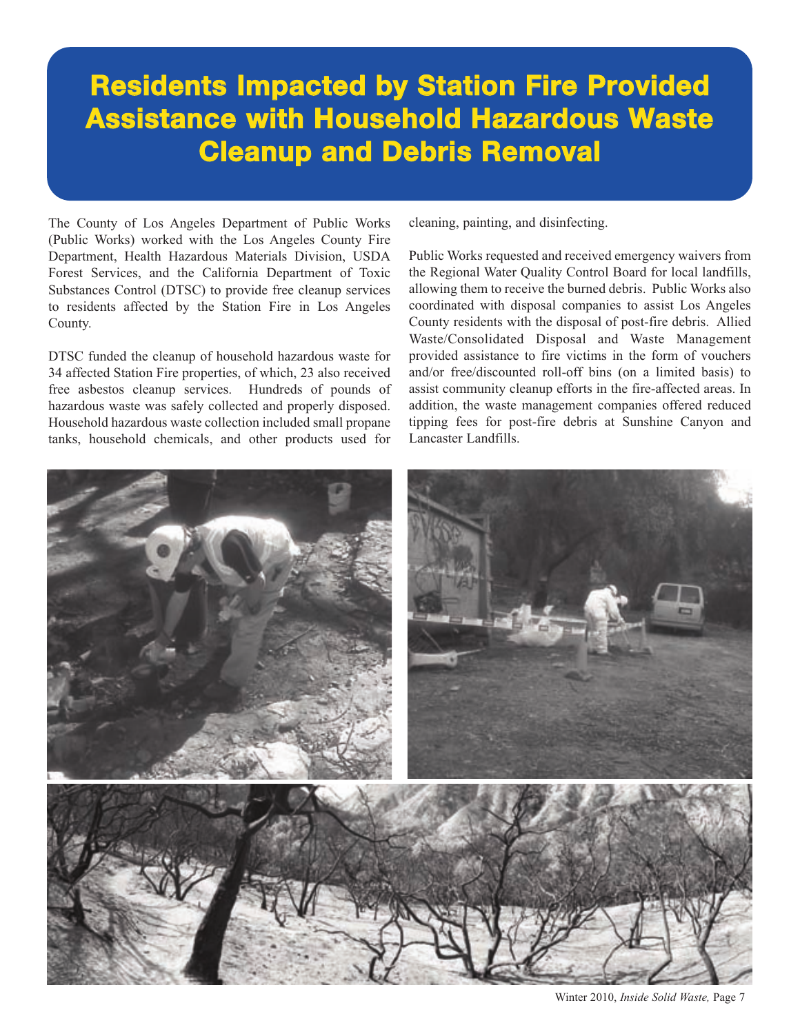# Residents Impacted by Station Fire Provided Assistance with Household Hazardous Waste Cleanup and Debris Removal

The County of Los Angeles Department of Public Works (Public Works) worked with the Los Angeles County Fire Department, Health Hazardous Materials Division, USDA Forest Services, and the California Department of Toxic Substances Control (DTSC) to provide free cleanup services to residents affected by the Station Fire in Los Angeles County.

DTSC funded the cleanup of household hazardous waste for 34 affected Station Fire properties, of which, 23 also received free asbestos cleanup services. Hundreds of pounds of hazardous waste was safely collected and properly disposed. Household hazardous waste collection included small propane tanks, household chemicals, and other products used for cleaning, painting, and disinfecting.

Public Works requested and received emergency waivers from the Regional Water Quality Control Board for local landfills, allowing them to receive the burned debris. Public Works also coordinated with disposal companies to assist Los Angeles County residents with the disposal of post-fire debris. Allied Waste/Consolidated Disposal and Waste Management provided assistance to fire victims in the form of vouchers and/or free/discounted roll-off bins (on a limited basis) to assist community cleanup efforts in the fire-affected areas. In addition, the waste management companies offered reduced tipping fees for post-fire debris at Sunshine Canyon and Lancaster Landfills.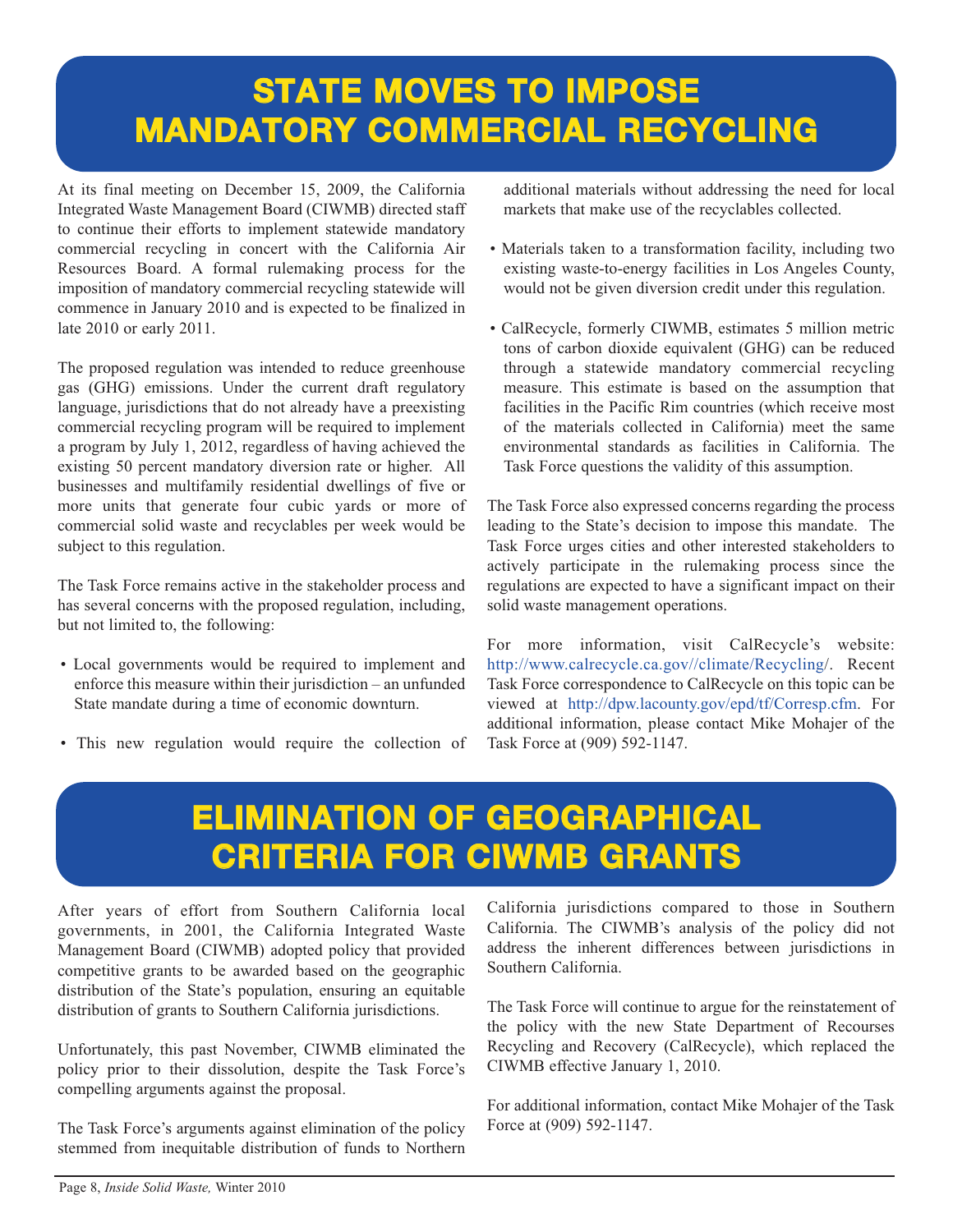# STATE MOVES TO IMPOSE MANDATORY COMMERCIAL RECYCLING

At its final meeting on December 15, 2009, the California Integrated Waste Management Board (CIWMB) directed staff to continue their efforts to implement statewide mandatory commercial recycling in concert with the California Air Resources Board. A formal rulemaking process for the imposition of mandatory commercial recycling statewide will commence in January 2010 and is expected to be finalized in late 2010 or early 2011.

The proposed regulation was intended to reduce greenhouse gas (GHG) emissions. Under the current draft regulatory language, jurisdictions that do not already have a preexisting commercial recycling program will be required to implement a program by July 1, 2012, regardless of having achieved the existing 50 percent mandatory diversion rate or higher. All businesses and multifamily residential dwellings of five or more units that generate four cubic yards or more of commercial solid waste and recyclables per week would be subject to this regulation.

The Task Force remains active in the stakeholder process and has several concerns with the proposed regulation, including, but not limited to, the following:

- Local governments would be required to implement and enforce this measure within their jurisdiction – an unfunded State mandate during a time of economic downturn.
- This new regulation would require the collection of additional materials without addressing the need for local markets that make use of the recyclables collected.
- Materials taken to a transformation facility, including two existing waste-to-energy facilities in Los Angeles County, would not be given diversion credit under this regulation.
- CalRecycle, formerly CIWMB, estimates 5 million metric tons of carbon dioxide equivalent (GHG) can be reduced through a statewide mandatory commercial recycling measure. This estimate is based on the assumption that facilities in the Pacific Rim countries (which receive most of the materials collected in California) meet the same environmental standards as facilities in California. The Task Force questions the validity of this assumption.

The Task Force also expressed concerns regarding the process leading to the State's decision to impose this mandate. The Task Force urges cities and other interested stakeholders to actively participate in the rulemaking process since the regulations are expected to have a significant impact on their solid waste management operations.

For more information, visit CalRecycle's website: http://www.calrecycle.ca.gov//climate/Recycling/. Recent Task Force correspondence to CalRecycle on this topic can be viewed at http://dpw.lacounty.gov/epd/tf/Corresp.cfm. For additional information, please contact Mike Mohajer of the Task Force at (909) 592-1147.

# ELIMINATION OF GEOGRAPHICAL CRITERIA FOR CIWMB GRANTS

After years of effort from Southern California local governments, in 2001, the California Integrated Waste Management Board (CIWMB) adopted policy that provided competitive grants to be awarded based on the geographic distribution of the State's population, ensuring an equitable distribution of grants to Southern California jurisdictions.

Unfortunately, this past November, CIWMB eliminated the policy prior to their dissolution, despite the Task Force's compelling arguments against the proposal.

The Task Force's arguments against elimination of the policy stemmed from inequitable distribution of funds to Northern California jurisdictions compared to those in Southern California. The CIWMB's analysis of the policy did not address the inherent differences between jurisdictions in Southern California.

The Task Force will continue to argue for the reinstatement of the policy with the new State Department of Recourses Recycling and Recovery (CalRecycle), which replaced the CIWMB effective January 1, 2010.

For additional information, contact Mike Mohajer of the Task Force at (909) 592-1147.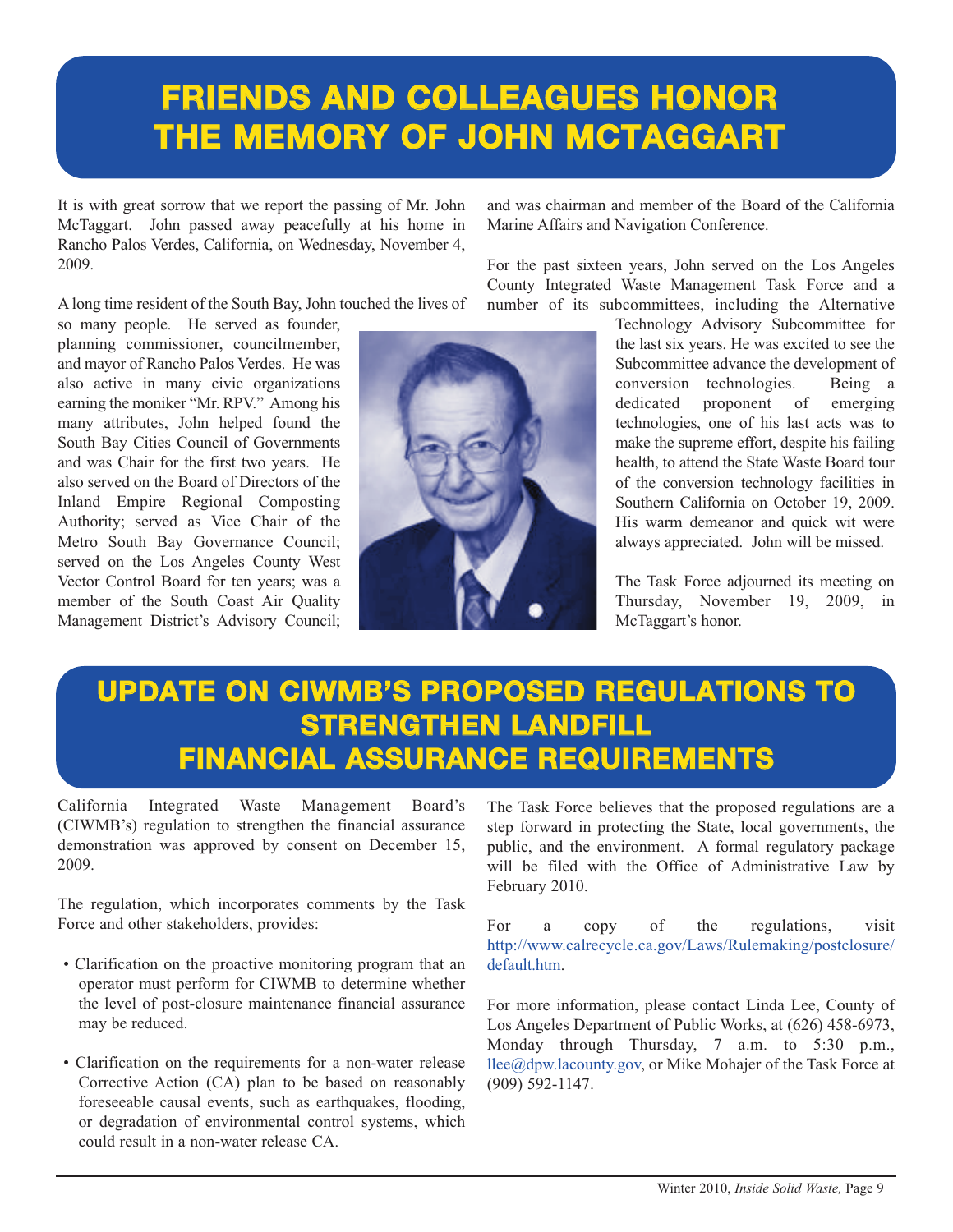# FRIENDS AND COLLEAGUES HONOR THE MEMORY OF JOHN MCTAGGART

It is with great sorrow that we report the passing of Mr. John McTaggart. John passed away peacefully at his home in Rancho Palos Verdes, California, on Wednesday, November 4, 2009.

A long time resident of the South Bay, John touched the lives of so many people. He served as founder, planning commissioner, councilmember, and mayor of Rancho Palos Verdes. He was also active in many civic organizations earning the moniker "Mr. RPV." Among his many attributes, John helped found the South Bay Cities Council of Governments and was Chair for the first two years. He also served on the Board of Directors of the Inland Empire Regional Composting Authority; served as Vice Chair of the Metro South Bay Governance Council; served on the Los Angeles County West Vector Control Board for ten years; was a member of the South Coast Air Quality Management District's Advisory Council; and was chairman and member of the Board of the California Marine Affairs and Navigation Conference.

For the past sixteen years, John served on the Los Angeles County Integrated Waste Management Task Force and a number of its subcommittees, including the Alternative Technology Advisory Subcommittee for the last six years. He was excited to see the Subcommittee advance the development of conversion technologies. Being a dedicated proponent of emerging technologies, one of his last acts was to make the supreme effort, despite his failing health, to attend the State Waste Board tour of the conversion technology facilities in Southern California on October 19, 2009. His warm demeanor and quick wit were always appreciated. John will be missed.

The Task Force adjourned its meeting on Thursday, November 19, 2009, in McTaggart's honor.

# UPDATE ON CIWMB'S PROPOSED REGULATIONS TO STRENGTHEN LANDFILL FINANCIAL ASSURANCE REQUIREMENTS

California Integrated Waste Management Board's (CIWMB's) regulation to strengthen the financial assurance demonstration was approved by consent on December 15, 2009.

The regulation, which incorporates comments by the Task Force and other stakeholders, provides:

- Clarification on the proactive monitoring program that an operator must perform for CIWMB to determine whether the level of post-closure maintenance financial assurance may be reduced.
- Clarification on the requirements for a non-water release Corrective Action (CA) plan to be based on reasonably foreseeable causal events, such as earthquakes, flooding, or degradation of environmental control systems, which could result in a non-water release CA.

The Task Force believes that the proposed regulations are a step forward in protecting the State, local governments, the public, and the environment. A formal regulatory package will be filed with the Office of Administrative Law by February 2010.

For a copy of the regulations, visit http://www.calrecycle.ca.gov/Laws/Rulemaking/postclosure/default.htm.

For more information, please contact Linda Lee, County of Los Angeles Department of Public Works, at (626) 458-6973, Monday through Thursday, 7 a.m. to 5:30 p.m., llee@dpw.lacounty.gov, or Mike Mohajer of the Task Force at (909) 592-1147.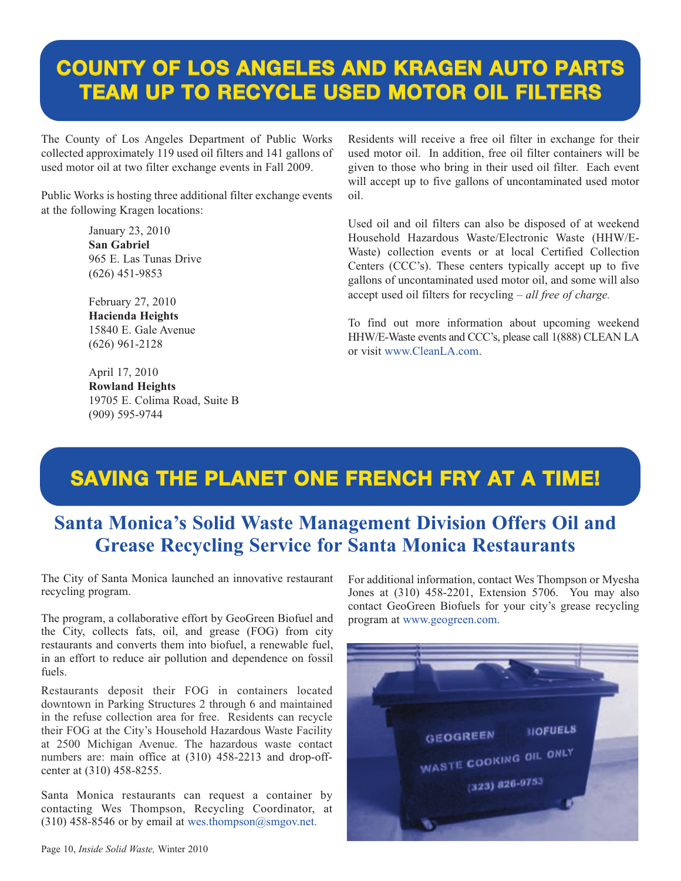# COUNTY OF LOS ANGELES AND KRAGEN AUTO PARTS TEAM UP TO RECYCLE USED MOTOR OIL FILTERS

The County of Los Angeles Department of Public Works collected approximately 119 used oil filters and 141 gallons of used motor oil at two filter exchange events in Fall 2009.

Public Works is hosting three additional filter exchange events at the following Kragen locations:

January 23, 2010
**San Gabriel**
965 E. Las Tunas Drive
(626) 451-9853

February 27, 2010
**Hacienda Heights**
15840 E. Gale Avenue
(626) 961-2128

April 17, 2010
**Rowland Heights**
19705 E. Colima Road, Suite B
(909) 595-9744

Residents will receive a free oil filter in exchange for their used motor oil. In addition, free oil filter containers will be given to those who bring in their used oil filter. Each event will accept up to five gallons of uncontaminated used motor oil.

Used oil and oil filters can also be disposed of at weekend Household Hazardous Waste/Electronic Waste (HHW/E-Waste) collection events or at local Certified Collection Centers (CCC's). These centers typically accept up to five gallons of uncontaminated used motor oil, and some will also accept used oil filters for recycling – *all free of charge.*

To find out more information about upcoming weekend HHW/E-Waste events and CCC's, please call 1(888) CLEAN LA or visit www.CleanLA.com.

# SAVING THE PLANET ONE FRENCH FRY AT A TIME!

## Santa Monica's Solid Waste Management Division Offers Oil and Grease Recycling Service for Santa Monica Restaurants

The City of Santa Monica launched an innovative restaurant recycling program.

The program, a collaborative effort by GeoGreen Biofuel and the City, collects fats, oil, and grease (FOG) from city restaurants and converts them into biofuel, a renewable fuel, in an effort to reduce air pollution and dependence on fossil fuels.

Restaurants deposit their FOG in containers located downtown in Parking Structures 2 through 6 and maintained in the refuse collection area for free. Residents can recycle their FOG at the City's Household Hazardous Waste Facility at 2500 Michigan Avenue. The hazardous waste contact numbers are: main office at (310) 458-2213 and drop-off-center at (310) 458-8255.

Santa Monica restaurants can request a container by contacting Wes Thompson, Recycling Coordinator, at (310) 458-8546 or by email at wes.thompson@smgov.net.

For additional information, contact Wes Thompson or Myesha Jones at (310) 458-2201, Extension 5706. You may also contact GeoGreen Biofuels for your city's grease recycling program at www.geogreen.com.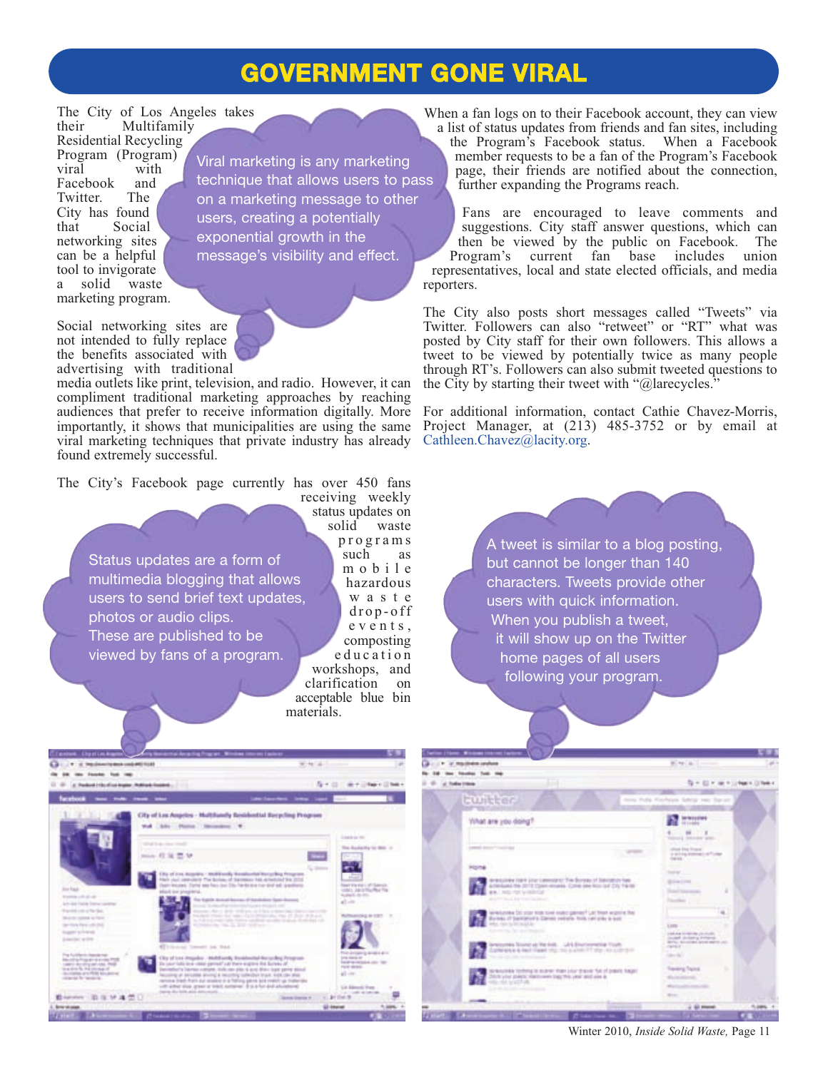# GOVERNMENT GONE VIRAL

The City of Los Angeles takes their Multifamily Residential Recycling Program (Program) viral with Facebook and Twitter. The City has found that Social networking sites can be a helpful tool to invigorate a solid waste marketing program.

Viral marketing is any marketing technique that allows users to pass on a marketing message to other users, creating a potentially exponential growth in the message's visibility and effect.

Social networking sites are not intended to fully replace the benefits associated with advertising with traditional media outlets like print, television, and radio. However, it can compliment traditional marketing approaches by reaching audiences that prefer to receive information digitally. More importantly, it shows that municipalities are using the same viral marketing techniques that private industry has already found extremely successful.

The City's Facebook page currently has over 450 fans receiving weekly status updates on solid waste programs such as mobile hazardous waste drop-off events, composting education workshops, and clarification on acceptable blue bin materials.

Status updates are a form of multimedia blogging that allows users to send brief text updates, photos or audio clips. These are published to be viewed by fans of a program.

When a fan logs on to their Facebook account, they can view a list of status updates from friends and fan sites, including the Program's Facebook status. When a Facebook member requests to be a fan of the Program's Facebook page, their friends are notified about the connection, further expanding the Programs reach.

Fans are encouraged to leave comments and suggestions. City staff answer questions, which can then be viewed by the public on Facebook. The Program's current fan base includes union representatives, local and state elected officials, and media reporters.

The City also posts short messages called "Tweets" via Twitter. Followers can also "retweet" or "RT" what was posted by City staff for their own followers. This allows a tweet to be viewed by potentially twice as many people through RT's. Followers can also submit tweeted questions to the City by starting their tweet with "@larecycles."

For additional information, contact Cathie Chavez-Morris, Project Manager, at (213) 485-3752 or by email at Cathleen.Chavez@lacity.org.

A tweet is similar to a blog posting, but cannot be longer than 140 characters. Tweets provide other users with quick information. When you publish a tweet, it will show up on the Twitter home pages of all users following your program.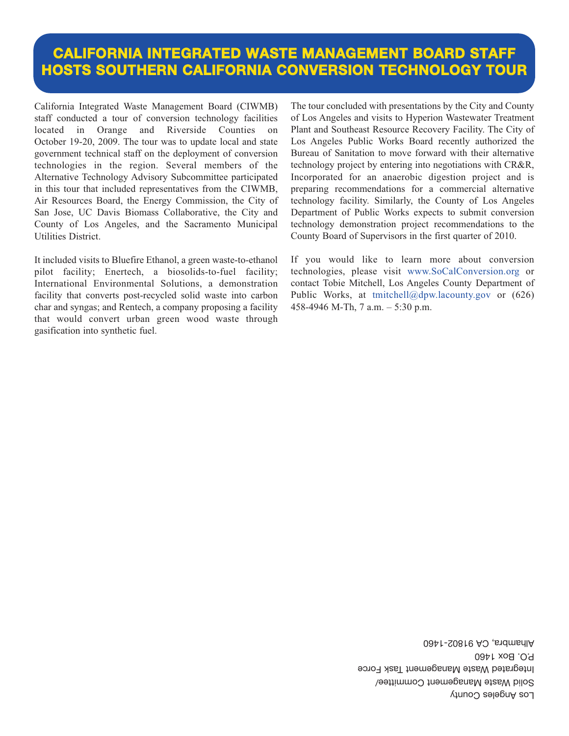# CALIFORNIA INTEGRATED WASTE MANAGEMENT BOARD STAFF HOSTS SOUTHERN CALIFORNIA CONVERSION TECHNOLOGY TOUR

California Integrated Waste Management Board (CIWMB) staff conducted a tour of conversion technology facilities located in Orange and Riverside Counties on October 19-20, 2009. The tour was to update local and state government technical staff on the deployment of conversion technologies in the region. Several members of the Alternative Technology Advisory Subcommittee participated in this tour that included representatives from the CIWMB, Air Resources Board, the Energy Commission, the City of San Jose, UC Davis Biomass Collaborative, the City and County of Los Angeles, and the Sacramento Municipal Utilities District.

It included visits to Bluefire Ethanol, a green waste-to-ethanol pilot facility; Enertech, a biosolids-to-fuel facility; International Environmental Solutions, a demonstration facility that converts post-recycled solid waste into carbon char and syngas; and Rentech, a company proposing a facility that would convert urban green wood waste through gasification into synthetic fuel.

The tour concluded with presentations by the City and County of Los Angeles and visits to Hyperion Wastewater Treatment Plant and Southeast Resource Recovery Facility. The City of Los Angeles Public Works Board recently authorized the Bureau of Sanitation to move forward with their alternative technology project by entering into negotiations with CR&R, Incorporated for an anaerobic digestion project and is preparing recommendations for a commercial alternative technology facility. Similarly, the County of Los Angeles Department of Public Works expects to submit conversion technology demonstration project recommendations to the County Board of Supervisors in the first quarter of 2010.

If you would like to learn more about conversion technologies, please visit www.SoCalConversion.org or contact Tobie Mitchell, Los Angeles County Department of Public Works, at tmitchell@dpw.lacounty.gov or (626) 458-4946 M-Th, 7 a.m. – 5:30 p.m.

Los Angeles County
Solid Waste Management Committee/
Integrated Waste Management Task Force
P.O. Box 1460
Alhambra, CA 91802-1460